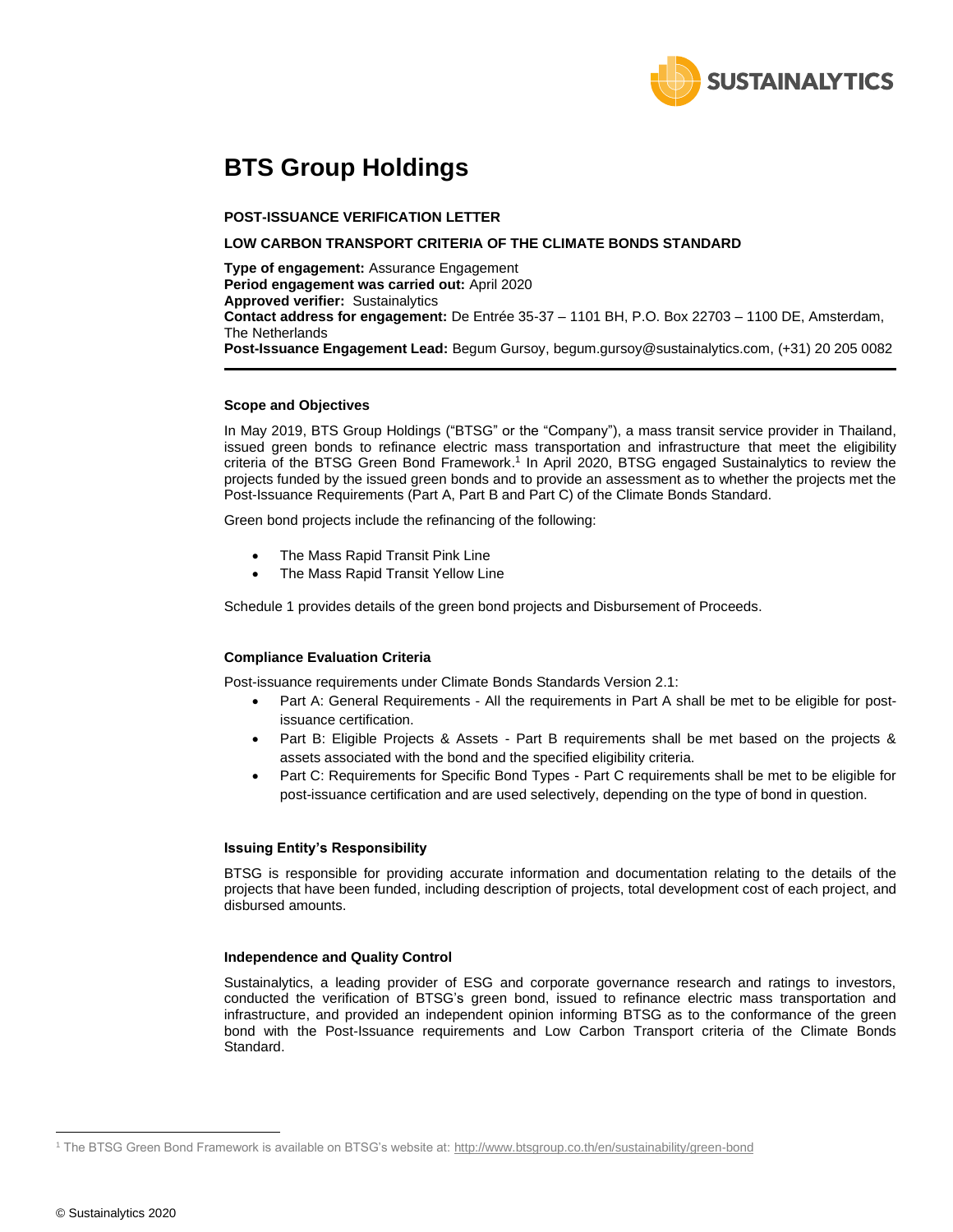# BTS Group Holdings

**POST-ISSUANCE VERIFICATION LETTER**

**LOW CARBON TRANSPORT CRITERIA OF THE CLIMATE BONDS STANDARD**

**Type of engagement:** Assurance Engagement
**Period engagement was carried out:** April 2020
**Approved verifier:** Sustainalytics
**Contact address for engagement:** De Entrée 35-37 – 1101 BH, P.O. Box 22703 – 1100 DE, Amsterdam, The Netherlands
**Post-Issuance Engagement Lead:** Begum Gursoy, begum.gursoy@sustainalytics.com, (+31) 20 205 0082

---

**Scope and Objectives**

In May 2019, BTS Group Holdings ("BTSG" or the "Company"), a mass transit service provider in Thailand, issued green bonds to refinance electric mass transportation and infrastructure that meet the eligibility criteria of the BTSG Green Bond Framework.[1] In April 2020, BTSG engaged Sustainalytics to review the projects funded by the issued green bonds and to provide an assessment as to whether the projects met the Post-Issuance Requirements (Part A, Part B and Part C) of the Climate Bonds Standard.

Green bond projects include the refinancing of the following:

- The Mass Rapid Transit Pink Line
- The Mass Rapid Transit Yellow Line

Schedule 1 provides details of the green bond projects and Disbursement of Proceeds.

**Compliance Evaluation Criteria**

Post-issuance requirements under Climate Bonds Standards Version 2.1:

- Part A: General Requirements - All the requirements in Part A shall be met to be eligible for post-issuance certification.
- Part B: Eligible Projects & Assets - Part B requirements shall be met based on the projects & assets associated with the bond and the specified eligibility criteria.
- Part C: Requirements for Specific Bond Types - Part C requirements shall be met to be eligible for post-issuance certification and are used selectively, depending on the type of bond in question.

**Issuing Entity's Responsibility**

BTSG is responsible for providing accurate information and documentation relating to the details of the projects that have been funded, including description of projects, total development cost of each project, and disbursed amounts.

**Independence and Quality Control**

Sustainalytics, a leading provider of ESG and corporate governance research and ratings to investors, conducted the verification of BTSG's green bond, issued to refinance electric mass transportation and infrastructure, and provided an independent opinion informing BTSG as to the conformance of the green bond with the Post-Issuance requirements and Low Carbon Transport criteria of the Climate Bonds Standard.

---

[1] The BTSG Green Bond Framework is available on BTSG's website at: http://www.btsgroup.co.th/en/sustainability/green-bond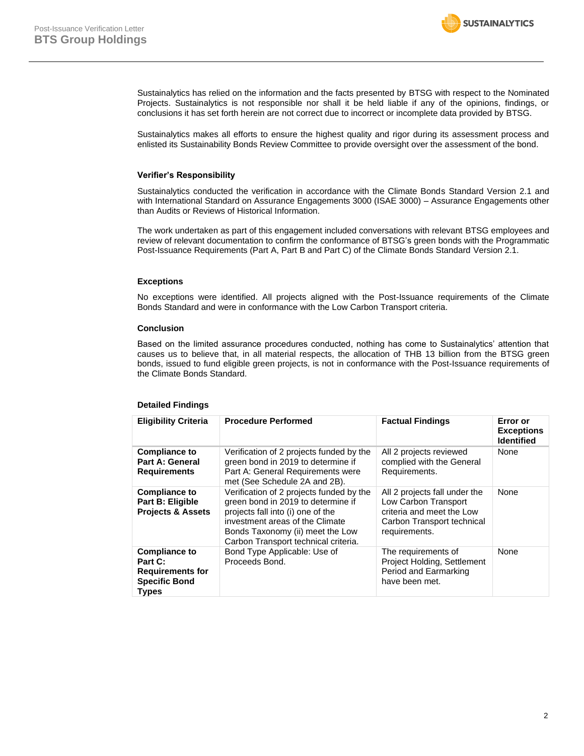Sustainalytics has relied on the information and the facts presented by BTSG with respect to the Nominated Projects. Sustainalytics is not responsible nor shall it be held liable if any of the opinions, findings, or conclusions it has set forth herein are not correct due to incorrect or incomplete data provided by BTSG.

Sustainalytics makes all efforts to ensure the highest quality and rigor during its assessment process and enlisted its Sustainability Bonds Review Committee to provide oversight over the assessment of the bond.

### Verifier's Responsibility

Sustainalytics conducted the verification in accordance with the Climate Bonds Standard Version 2.1 and with International Standard on Assurance Engagements 3000 (ISAE 3000) – Assurance Engagements other than Audits or Reviews of Historical Information.

The work undertaken as part of this engagement included conversations with relevant BTSG employees and review of relevant documentation to confirm the conformance of BTSG's green bonds with the Programmatic Post-Issuance Requirements (Part A, Part B and Part C) of the Climate Bonds Standard Version 2.1.

### Exceptions

No exceptions were identified. All projects aligned with the Post-Issuance requirements of the Climate Bonds Standard and were in conformance with the Low Carbon Transport criteria.

### Conclusion

Based on the limited assurance procedures conducted, nothing has come to Sustainalytics' attention that causes us to believe that, in all material respects, the allocation of THB 13 billion from the BTSG green bonds, issued to fund eligible green projects, is not in conformance with the Post-Issuance requirements of the Climate Bonds Standard.

### Detailed Findings

| Eligibility Criteria | Procedure Performed | Factual Findings | Error or Exceptions Identified |
|---|---|---|---|
| **Compliance to Part A: General Requirements** | Verification of 2 projects funded by the green bond in 2019 to determine if Part A: General Requirements were met (See Schedule 2A and 2B). | All 2 projects reviewed complied with the General Requirements. | None |
| **Compliance to Part B: Eligible Projects & Assets** | Verification of 2 projects funded by the green bond in 2019 to determine if projects fall into (i) one of the investment areas of the Climate Bonds Taxonomy (ii) meet the Low Carbon Transport technical criteria. | All 2 projects fall under the Low Carbon Transport criteria and meet the Low Carbon Transport technical requirements. | None |
| **Compliance to Part C: Requirements for Specific Bond Types** | Bond Type Applicable: Use of Proceeds Bond. | The requirements of Project Holding, Settlement Period and Earmarking have been met. | None |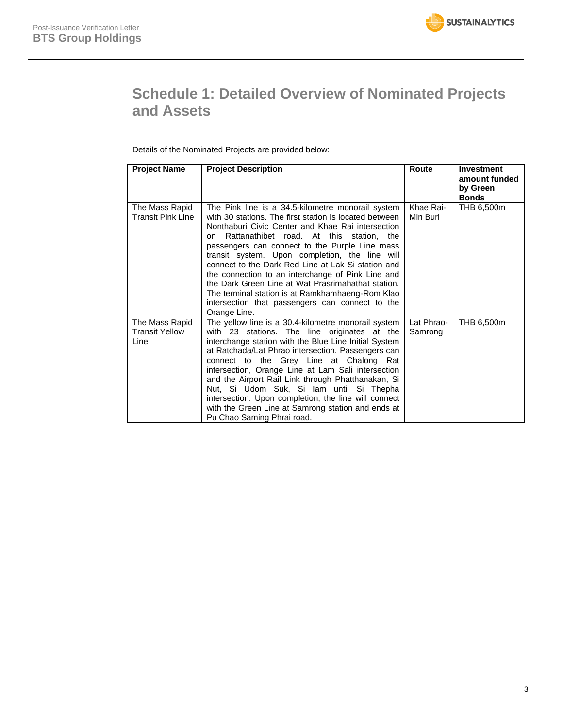# Schedule 1: Detailed Overview of Nominated Projects and Assets

Details of the Nominated Projects are provided below:

| Project Name | Project Description | Route | Investment amount funded by Green Bonds |
|---|---|---|---|
| The Mass Rapid Transit Pink Line | The Pink line is a 34.5-kilometre monorail system with 30 stations. The first station is located between Nonthaburi Civic Center and Khae Rai intersection on Rattanathibet road. At this station, the passengers can connect to the Purple Line mass transit system. Upon completion, the line will connect to the Dark Red Line at Lak Si station and the connection to an interchange of Pink Line and the Dark Green Line at Wat Prasrimahathat station. The terminal station is at Ramkhamhaeng-Rom Klao intersection that passengers can connect to the Orange Line. | Khae Rai-Min Buri | THB 6,500m |
| The Mass Rapid Transit Yellow Line | The yellow line is a 30.4-kilometre monorail system with 23 stations. The line originates at the interchange station with the Blue Line Initial System at Ratchada/Lat Phrao intersection. Passengers can connect to the Grey Line at Chalong Rat intersection, Orange Line at Lam Sali intersection and the Airport Rail Link through Phatthanakan, Si Nut, Si Udom Suk, Si Iam until Si Thepha intersection. Upon completion, the line will connect with the Green Line at Samrong station and ends at Pu Chao Saming Phrai road. | Lat Phrao-Samrong | THB 6,500m |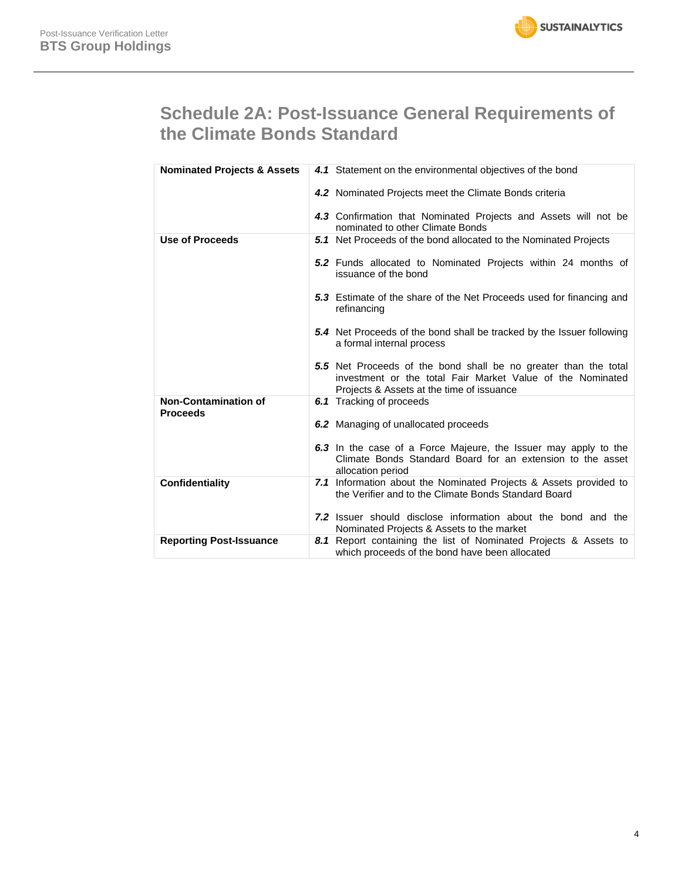## Schedule 2A: Post-Issuance General Requirements of the Climate Bonds Standard

| | |
|---|---|
| **Nominated Projects & Assets** | ***4.1*** Statement on the environmental objectives of the bond<br><br>***4.2*** Nominated Projects meet the Climate Bonds criteria<br><br>***4.3*** Confirmation that Nominated Projects and Assets will not be nominated to other Climate Bonds |
| **Use of Proceeds** | ***5.1*** Net Proceeds of the bond allocated to the Nominated Projects<br><br>***5.2*** Funds allocated to Nominated Projects within 24 months of issuance of the bond<br><br>***5.3*** Estimate of the share of the Net Proceeds used for financing and refinancing<br><br>***5.4*** Net Proceeds of the bond shall be tracked by the Issuer following a formal internal process<br><br>***5.5*** Net Proceeds of the bond shall be no greater than the total investment or the total Fair Market Value of the Nominated Projects & Assets at the time of issuance |
| **Non-Contamination of Proceeds** | ***6.1*** Tracking of proceeds<br><br>***6.2*** Managing of unallocated proceeds<br><br>***6.3*** In the case of a Force Majeure, the Issuer may apply to the Climate Bonds Standard Board for an extension to the asset allocation period |
| **Confidentiality** | ***7.1*** Information about the Nominated Projects & Assets provided to the Verifier and to the Climate Bonds Standard Board<br><br>***7.2*** Issuer should disclose information about the bond and the Nominated Projects & Assets to the market |
| **Reporting Post-Issuance** | ***8.1*** Report containing the list of Nominated Projects & Assets to which proceeds of the bond have been allocated |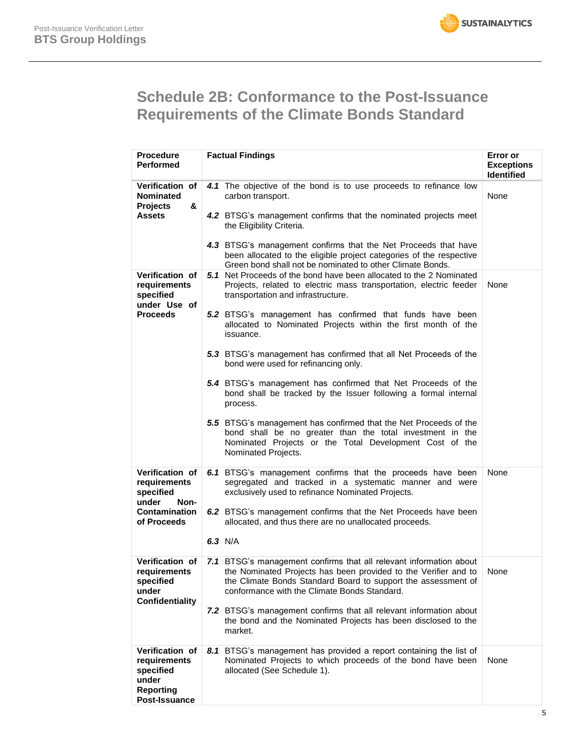## Schedule 2B: Conformance to the Post-Issuance Requirements of the Climate Bonds Standard

| Procedure Performed | Factual Findings | Error or Exceptions Identified |
|---|---|---|
| **Verification of Nominated Projects & Assets** | ***4.1*** The objective of the bond is to use proceeds to refinance low carbon transport.<br><br>***4.2*** BTSG's management confirms that the nominated projects meet the Eligibility Criteria.<br><br>***4.3*** BTSG's management confirms that the Net Proceeds that have been allocated to the eligible project categories of the respective Green bond shall not be nominated to other Climate Bonds. | None |
| **Verification of requirements specified under Use of Proceeds** | ***5.1*** Net Proceeds of the bond have been allocated to the 2 Nominated Projects, related to electric mass transportation, electric feeder transportation and infrastructure.<br><br>***5.2*** BTSG's management has confirmed that funds have been allocated to Nominated Projects within the first month of the issuance.<br><br>***5.3*** BTSG's management has confirmed that all Net Proceeds of the bond were used for refinancing only.<br><br>***5.4*** BTSG's management has confirmed that Net Proceeds of the bond shall be tracked by the Issuer following a formal internal process.<br><br>***5.5*** BTSG's management has confirmed that the Net Proceeds of the bond shall be no greater than the total investment in the Nominated Projects or the Total Development Cost of the Nominated Projects. | None |
| **Verification of requirements specified under Non-Contamination of Proceeds** | ***6.1*** BTSG's management confirms that the proceeds have been segregated and tracked in a systematic manner and were exclusively used to refinance Nominated Projects.<br><br>***6.2*** BTSG's management confirms that the Net Proceeds have been allocated, and thus there are no unallocated proceeds.<br><br>***6.3*** N/A | None |
| **Verification of requirements specified under Confidentiality** | ***7.1*** BTSG's management confirms that all relevant information about the Nominated Projects has been provided to the Verifier and to the Climate Bonds Standard Board to support the assessment of conformance with the Climate Bonds Standard.<br><br>***7.2*** BTSG's management confirms that all relevant information about the bond and the Nominated Projects has been disclosed to the market. | None |
| **Verification of requirements specified under Reporting Post-Issuance** | ***8.1*** BTSG's management has provided a report containing the list of Nominated Projects to which proceeds of the bond have been allocated (See Schedule 1). | None |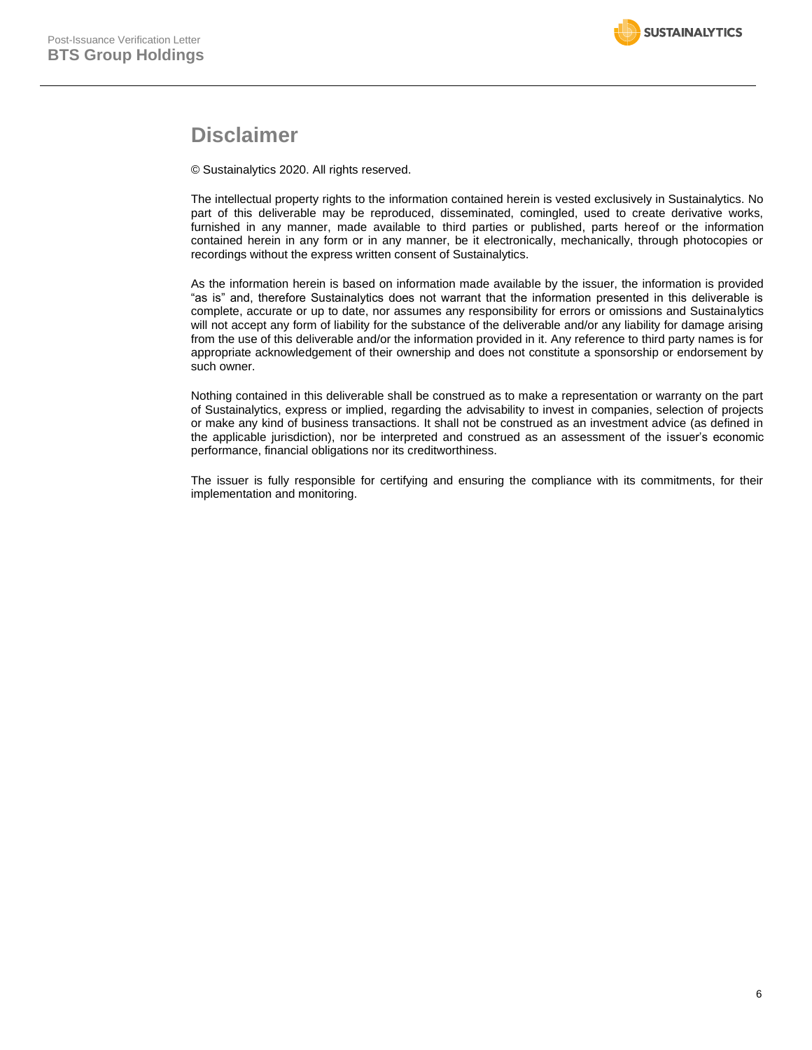# Disclaimer

© Sustainalytics 2020. All rights reserved.

The intellectual property rights to the information contained herein is vested exclusively in Sustainalytics. No part of this deliverable may be reproduced, disseminated, comingled, used to create derivative works, furnished in any manner, made available to third parties or published, parts hereof or the information contained herein in any form or in any manner, be it electronically, mechanically, through photocopies or recordings without the express written consent of Sustainalytics.

As the information herein is based on information made available by the issuer, the information is provided "as is" and, therefore Sustainalytics does not warrant that the information presented in this deliverable is complete, accurate or up to date, nor assumes any responsibility for errors or omissions and Sustainalytics will not accept any form of liability for the substance of the deliverable and/or any liability for damage arising from the use of this deliverable and/or the information provided in it. Any reference to third party names is for appropriate acknowledgement of their ownership and does not constitute a sponsorship or endorsement by such owner.

Nothing contained in this deliverable shall be construed as to make a representation or warranty on the part of Sustainalytics, express or implied, regarding the advisability to invest in companies, selection of projects or make any kind of business transactions. It shall not be construed as an investment advice (as defined in the applicable jurisdiction), nor be interpreted and construed as an assessment of the issuer's economic performance, financial obligations nor its creditworthiness.

The issuer is fully responsible for certifying and ensuring the compliance with its commitments, for their implementation and monitoring.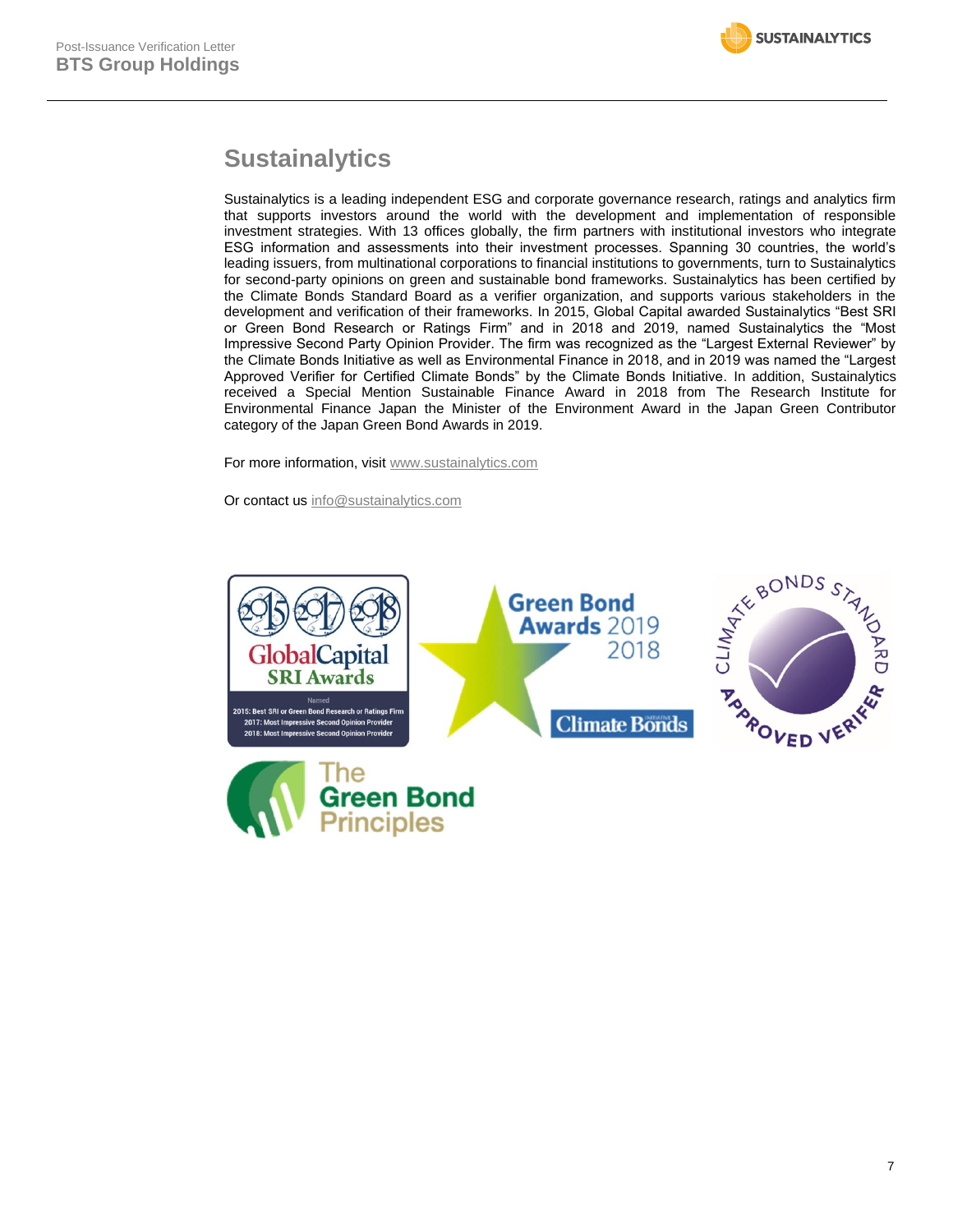# Sustainalytics

Sustainalytics is a leading independent ESG and corporate governance research, ratings and analytics firm that supports investors around the world with the development and implementation of responsible investment strategies. With 13 offices globally, the firm partners with institutional investors who integrate ESG information and assessments into their investment processes. Spanning 30 countries, the world's leading issuers, from multinational corporations to financial institutions to governments, turn to Sustainalytics for second-party opinions on green and sustainable bond frameworks. Sustainalytics has been certified by the Climate Bonds Standard Board as a verifier organization, and supports various stakeholders in the development and verification of their frameworks. In 2015, Global Capital awarded Sustainalytics "Best SRI or Green Bond Research or Ratings Firm" and in 2018 and 2019, named Sustainalytics the "Most Impressive Second Party Opinion Provider. The firm was recognized as the "Largest External Reviewer" by the Climate Bonds Initiative as well as Environmental Finance in 2018, and in 2019 was named the "Largest Approved Verifier for Certified Climate Bonds" by the Climate Bonds Initiative. In addition, Sustainalytics received a Special Mention Sustainable Finance Award in 2018 from The Research Institute for Environmental Finance Japan the Minister of the Environment Award in the Japan Green Contributor category of the Japan Green Bond Awards in 2019.

For more information, visit www.sustainalytics.com

Or contact us info@sustainalytics.com